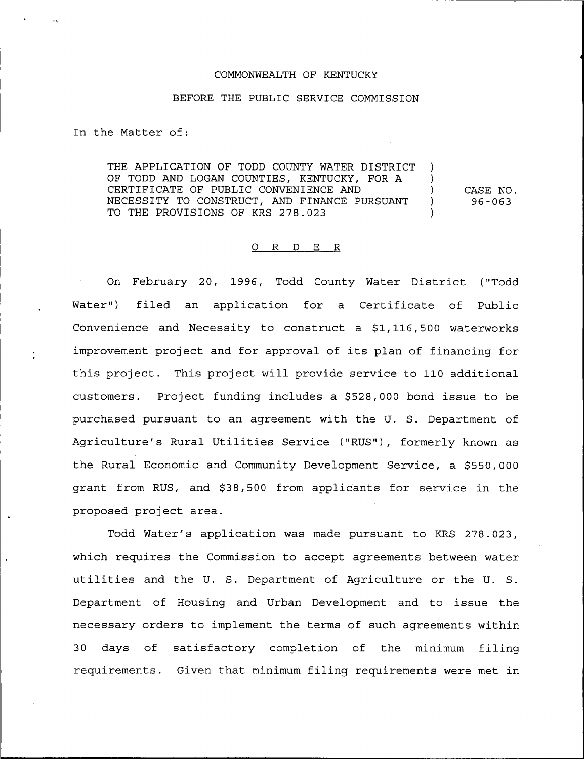COMMONWEALTH OF KENTUCKY

BEFORE THE PUBLIC SERVICE COMMISSION

In the Matter of:

| | | |
|---|---|---|
| THE APPLICATION OF TODD COUNTY WATER DISTRICT OF TODD AND LOGAN COUNTIES, KENTUCKY, FOR A CERTIFICATE OF PUBLIC CONVENIENCE AND NECESSITY TO CONSTRUCT, AND FINANCE PURSUANT TO THE PROVISIONS OF KRS 278.023 | ) ) ) ) ) | CASE NO. 96-063 |

## O R D E R

On February 20, 1996, Todd County Water District ("Todd Water") filed an application for a Certificate of Public Convenience and Necessity to construct a $1,116,500 waterworks improvement project and for approval of its plan of financing for this project. This project will provide service to 110 additional customers. Project funding includes a $528,000 bond issue to be purchased pursuant to an agreement with the U. S. Department of Agriculture's Rural Utilities Service ("RUS"), formerly known as the Rural Economic and Community Development Service, a $550,000 grant from RUS, and $38,500 from applicants for service in the proposed project area.

Todd Water's application was made pursuant to KRS 278.023, which requires the Commission to accept agreements between water utilities and the U. S. Department of Agriculture or the U. S. Department of Housing and Urban Development and to issue the necessary orders to implement the terms of such agreements within 30 days of satisfactory completion of the minimum filing requirements. Given that minimum filing requirements were met in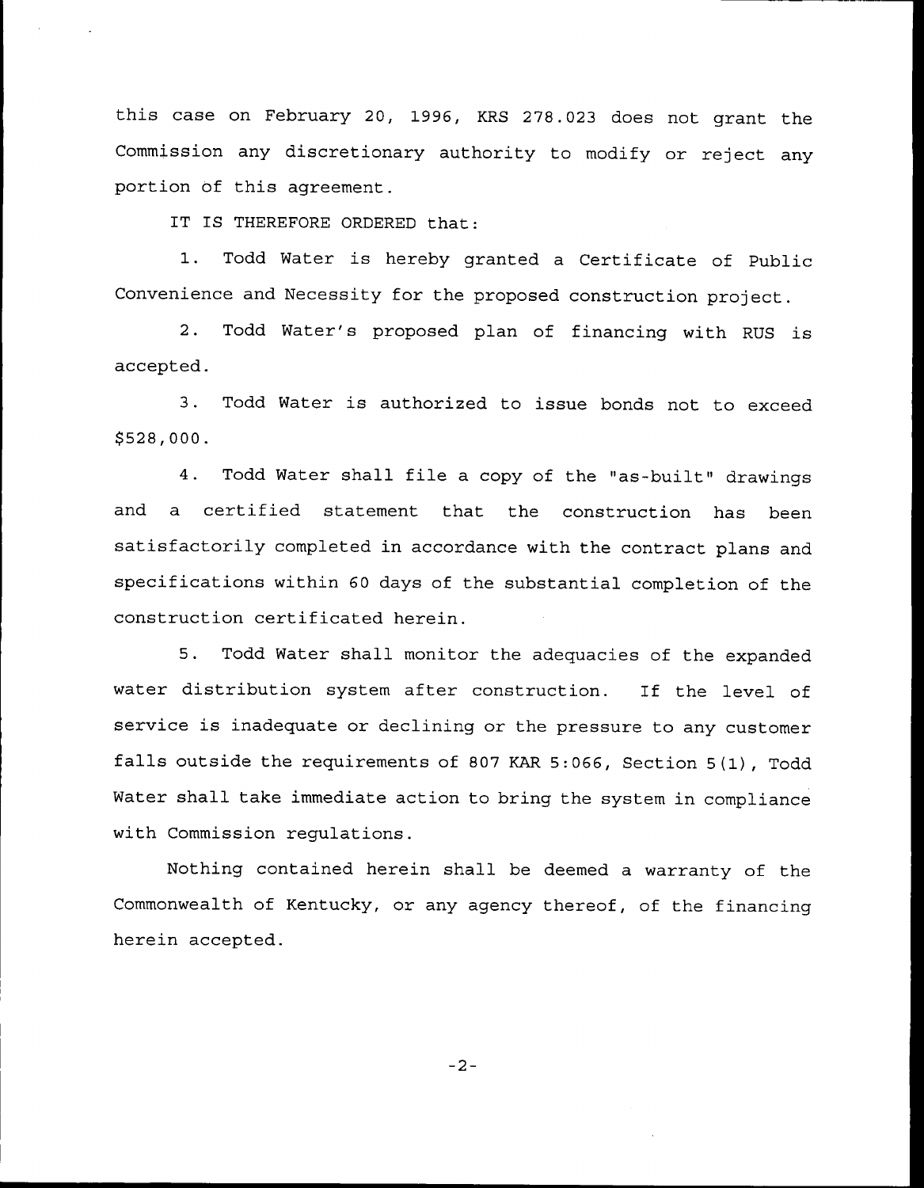this case on February 20, 1996, KRS 278.023 does not grant the Commission any discretionary authority to modify or reject any portion of this agreement.

IT IS THEREFORE ORDERED that:

1. Todd Water is hereby granted a Certificate of Public Convenience and Necessity for the proposed construction project.

2. Todd Water's proposed plan of financing with RUS is accepted.

3. Todd Water is authorized to issue bonds not to exceed $528,000.

4. Todd Water shall file a copy of the "as-built" drawings and a certified statement that the construction has been satisfactorily completed in accordance with the contract plans and specifications within 60 days of the substantial completion of the construction certificated herein.

5. Todd Water shall monitor the adequacies of the expanded water distribution system after construction. If the level of service is inadequate or declining or the pressure to any customer falls outside the requirements of 807 KAR 5:066, Section 5(1), Todd Water shall take immediate action to bring the system in compliance with Commission regulations.

Nothing contained herein shall be deemed a warranty of the Commonwealth of Kentucky, or any agency thereof, of the financing herein accepted.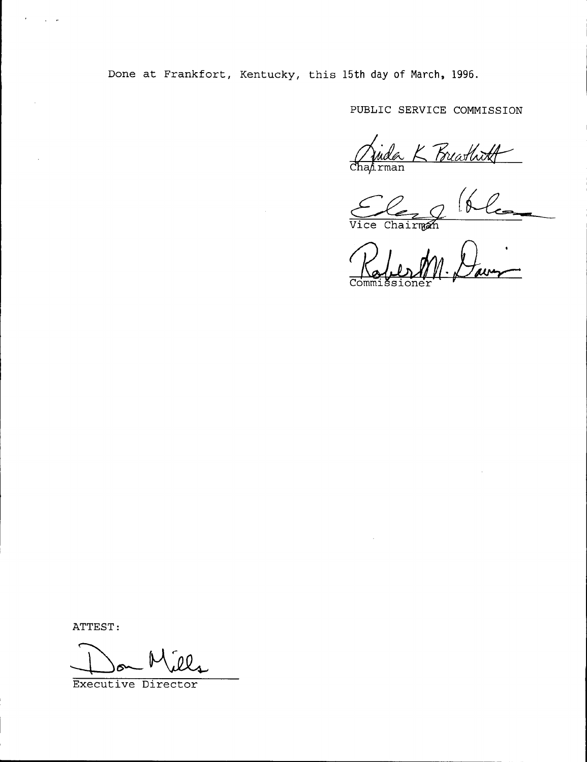Done at Frankfort, Kentucky, this 15th day of March, 1996.

PUBLIC SERVICE COMMISSION

Chairman

Vice Chairman

Commissioner

ATTEST:

Executive Director